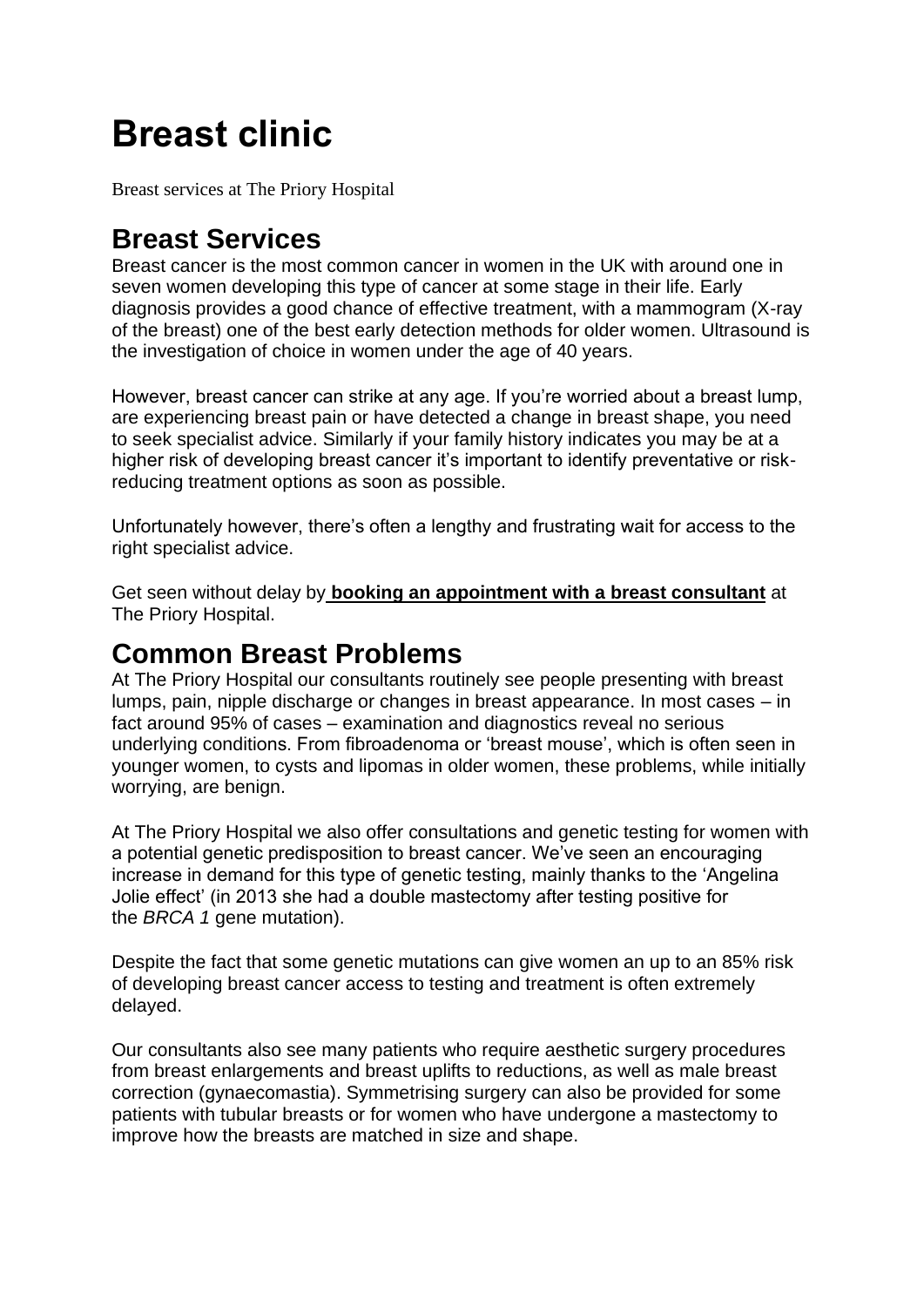# Breast clinic

Breast services at The Priory Hospital

## Breast Services

Breast cancer is the most common cancer in women in the UK with around one in seven women developing this type of cancer at some stage in their life. Early diagnosis provides a good chance of effective treatment, with a mammogram (X-ray of the breast) one of the best early detection methods for older women. Ultrasound is the investigation of choice in women under the age of 40 years.

However, breast cancer can strike at any age. If you're worried about a breast lump, are experiencing breast pain or have detected a change in breast shape, you need to seek specialist advice. Similarly if your family history indicates you may be at a higher risk of developing breast cancer it's important to identify preventative or risk-reducing treatment options as soon as possible.

Unfortunately however, there's often a lengthy and frustrating wait for access to the right specialist advice.

Get seen without delay by **booking an appointment with a breast consultant** at The Priory Hospital.

## Common Breast Problems

At The Priory Hospital our consultants routinely see people presenting with breast lumps, pain, nipple discharge or changes in breast appearance. In most cases – in fact around 95% of cases – examination and diagnostics reveal no serious underlying conditions. From fibroadenoma or 'breast mouse', which is often seen in younger women, to cysts and lipomas in older women, these problems, while initially worrying, are benign.

At The Priory Hospital we also offer consultations and genetic testing for women with a potential genetic predisposition to breast cancer. We've seen an encouraging increase in demand for this type of genetic testing, mainly thanks to the 'Angelina Jolie effect' (in 2013 she had a double mastectomy after testing positive for the *BRCA 1* gene mutation).

Despite the fact that some genetic mutations can give women an up to an 85% risk of developing breast cancer access to testing and treatment is often extremely delayed.

Our consultants also see many patients who require aesthetic surgery procedures from breast enlargements and breast uplifts to reductions, as well as male breast correction (gynaecomastia). Symmetrising surgery can also be provided for some patients with tubular breasts or for women who have undergone a mastectomy to improve how the breasts are matched in size and shape.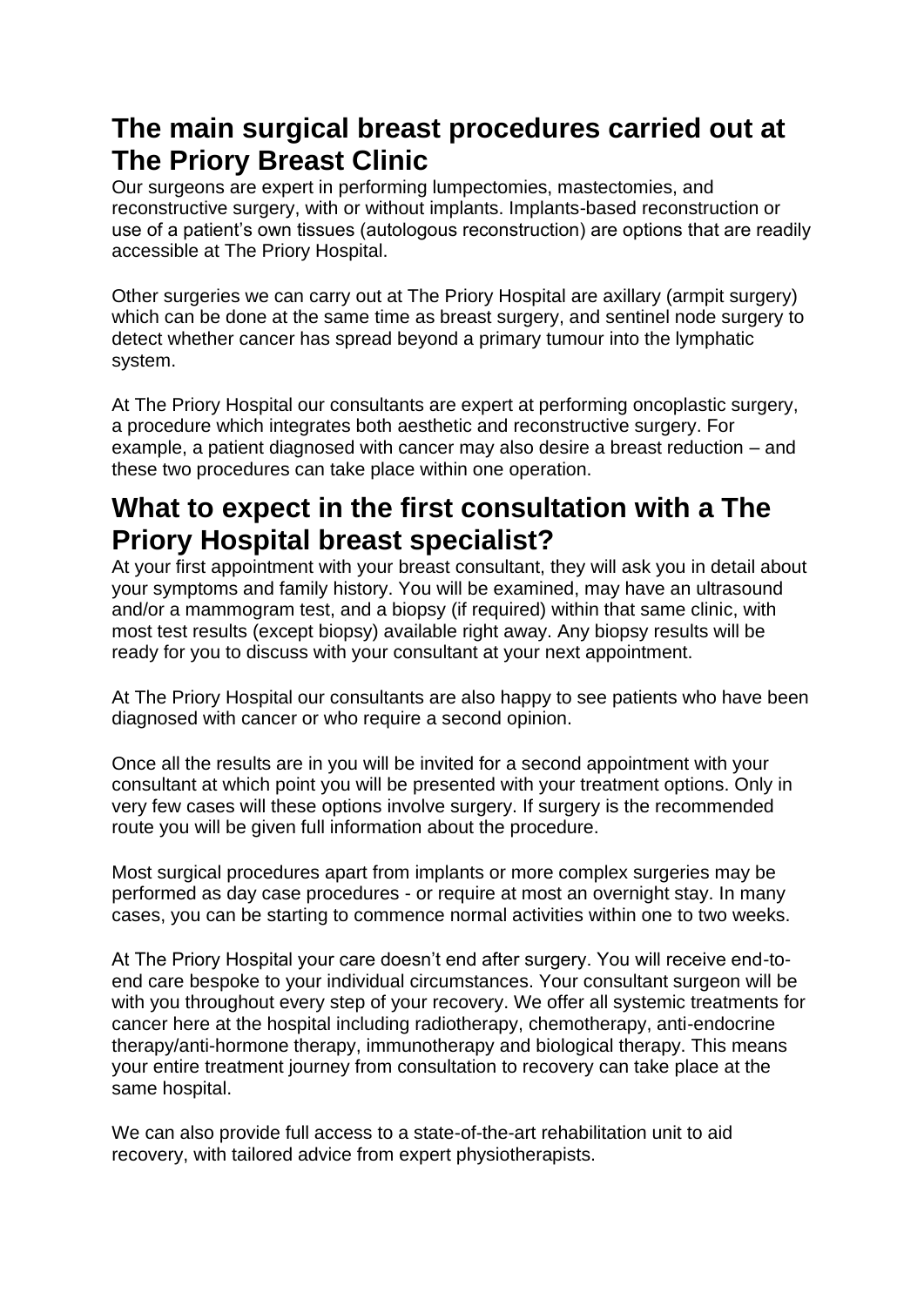## The main surgical breast procedures carried out at The Priory Breast Clinic

Our surgeons are expert in performing lumpectomies, mastectomies, and reconstructive surgery, with or without implants. Implants-based reconstruction or use of a patient's own tissues (autologous reconstruction) are options that are readily accessible at The Priory Hospital.

Other surgeries we can carry out at The Priory Hospital are axillary (armpit surgery) which can be done at the same time as breast surgery, and sentinel node surgery to detect whether cancer has spread beyond a primary tumour into the lymphatic system.

At The Priory Hospital our consultants are expert at performing oncoplastic surgery, a procedure which integrates both aesthetic and reconstructive surgery. For example, a patient diagnosed with cancer may also desire a breast reduction – and these two procedures can take place within one operation.

## What to expect in the first consultation with a The Priory Hospital breast specialist?

At your first appointment with your breast consultant, they will ask you in detail about your symptoms and family history. You will be examined, may have an ultrasound and/or a mammogram test, and a biopsy (if required) within that same clinic, with most test results (except biopsy) available right away. Any biopsy results will be ready for you to discuss with your consultant at your next appointment.

At The Priory Hospital our consultants are also happy to see patients who have been diagnosed with cancer or who require a second opinion.

Once all the results are in you will be invited for a second appointment with your consultant at which point you will be presented with your treatment options. Only in very few cases will these options involve surgery. If surgery is the recommended route you will be given full information about the procedure.

Most surgical procedures apart from implants or more complex surgeries may be performed as day case procedures - or require at most an overnight stay. In many cases, you can be starting to commence normal activities within one to two weeks.

At The Priory Hospital your care doesn't end after surgery. You will receive end-to-end care bespoke to your individual circumstances. Your consultant surgeon will be with you throughout every step of your recovery. We offer all systemic treatments for cancer here at the hospital including radiotherapy, chemotherapy, anti-endocrine therapy/anti-hormone therapy, immunotherapy and biological therapy. This means your entire treatment journey from consultation to recovery can take place at the same hospital.

We can also provide full access to a state-of-the-art rehabilitation unit to aid recovery, with tailored advice from expert physiotherapists.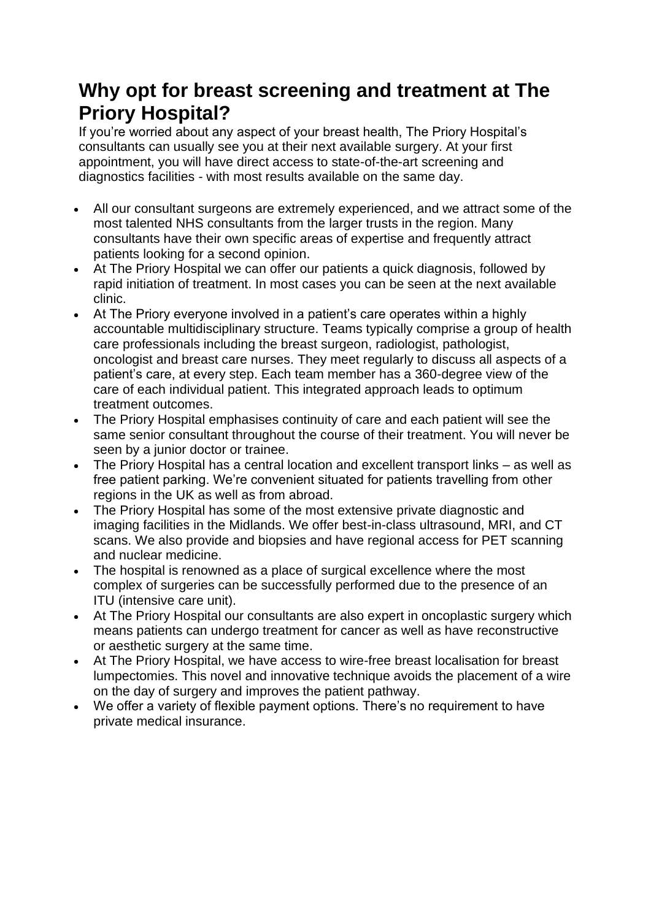## Why opt for breast screening and treatment at The Priory Hospital?

If you're worried about any aspect of your breast health, The Priory Hospital's consultants can usually see you at their next available surgery. At your first appointment, you will have direct access to state-of-the-art screening and diagnostics facilities - with most results available on the same day.

- All our consultant surgeons are extremely experienced, and we attract some of the most talented NHS consultants from the larger trusts in the region. Many consultants have their own specific areas of expertise and frequently attract patients looking for a second opinion.
- At The Priory Hospital we can offer our patients a quick diagnosis, followed by rapid initiation of treatment. In most cases you can be seen at the next available clinic.
- At The Priory everyone involved in a patient's care operates within a highly accountable multidisciplinary structure. Teams typically comprise a group of health care professionals including the breast surgeon, radiologist, pathologist, oncologist and breast care nurses. They meet regularly to discuss all aspects of a patient's care, at every step. Each team member has a 360-degree view of the care of each individual patient. This integrated approach leads to optimum treatment outcomes.
- The Priory Hospital emphasises continuity of care and each patient will see the same senior consultant throughout the course of their treatment. You will never be seen by a junior doctor or trainee.
- The Priory Hospital has a central location and excellent transport links – as well as free patient parking. We're convenient situated for patients travelling from other regions in the UK as well as from abroad.
- The Priory Hospital has some of the most extensive private diagnostic and imaging facilities in the Midlands. We offer best-in-class ultrasound, MRI, and CT scans. We also provide and biopsies and have regional access for PET scanning and nuclear medicine.
- The hospital is renowned as a place of surgical excellence where the most complex of surgeries can be successfully performed due to the presence of an ITU (intensive care unit).
- At The Priory Hospital our consultants are also expert in oncoplastic surgery which means patients can undergo treatment for cancer as well as have reconstructive or aesthetic surgery at the same time.
- At The Priory Hospital, we have access to wire-free breast localisation for breast lumpectomies. This novel and innovative technique avoids the placement of a wire on the day of surgery and improves the patient pathway.
- We offer a variety of flexible payment options. There's no requirement to have private medical insurance.